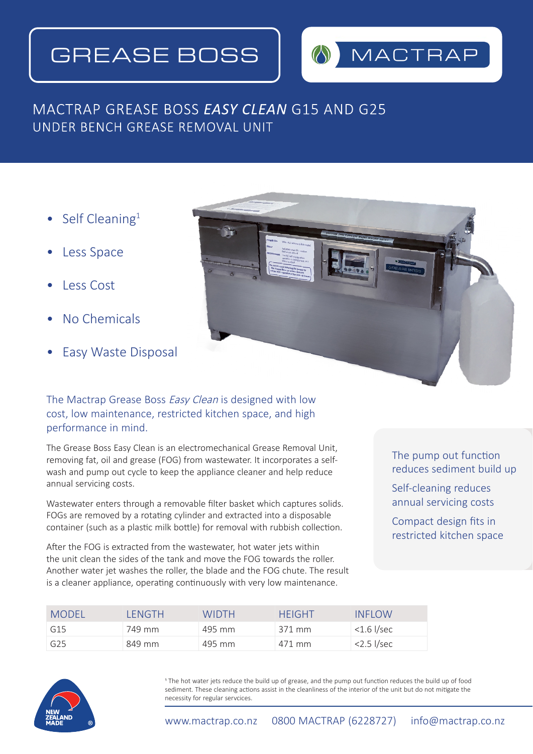# GREASE BOSS

MACTRAP

## MACTRAP GREASE BOSS *EASY CLEAN* G15 AND G25
### UNDER BENCH GREASE REMOVAL UNIT

- Self Cleaning[1]
- Less Space
- Less Cost
- No Chemicals
- Easy Waste Disposal

The Mactrap Grease Boss *Easy Clean* is designed with low cost, low maintenance, restricted kitchen space, and high performance in mind.

The Grease Boss Easy Clean is an electromechanical Grease Removal Unit, removing fat, oil and grease (FOG) from wastewater. It incorporates a self-wash and pump out cycle to keep the appliance cleaner and help reduce annual servicing costs.

Wastewater enters through a removable filter basket which captures solids. FOGs are removed by a rotating cylinder and extracted into a disposable container (such as a plastic milk bottle) for removal with rubbish collection.

After the FOG is extracted from the wastewater, hot water jets within the unit clean the sides of the tank and move the FOG towards the roller. Another water jet washes the roller, the blade and the FOG chute. The result is a cleaner appliance, operating continuously with very low maintenance.

The pump out function reduces sediment build up

Self-cleaning reduces annual servicing costs

Compact design fits in restricted kitchen space

| MODEL | LENGTH | WIDTH | HEIGHT | INFLOW |
|---|---|---|---|---|
| G15 | 749 mm | 495 mm | 371 mm | <1.6 l/sec |
| G25 | 849 mm | 495 mm | 471 mm | <2.5 l/sec |

[1] The hot water jets reduce the build up of grease, and the pump out function reduces the build up of food sediment. These cleaning actions assist in the cleanliness of the interior of the unit but do not mitigate the necessity for regular servcices.

NEW ZEALAND MADE ®

www.mactrap.co.nz 0800 MACTRAP (6228727) info@mactrap.co.nz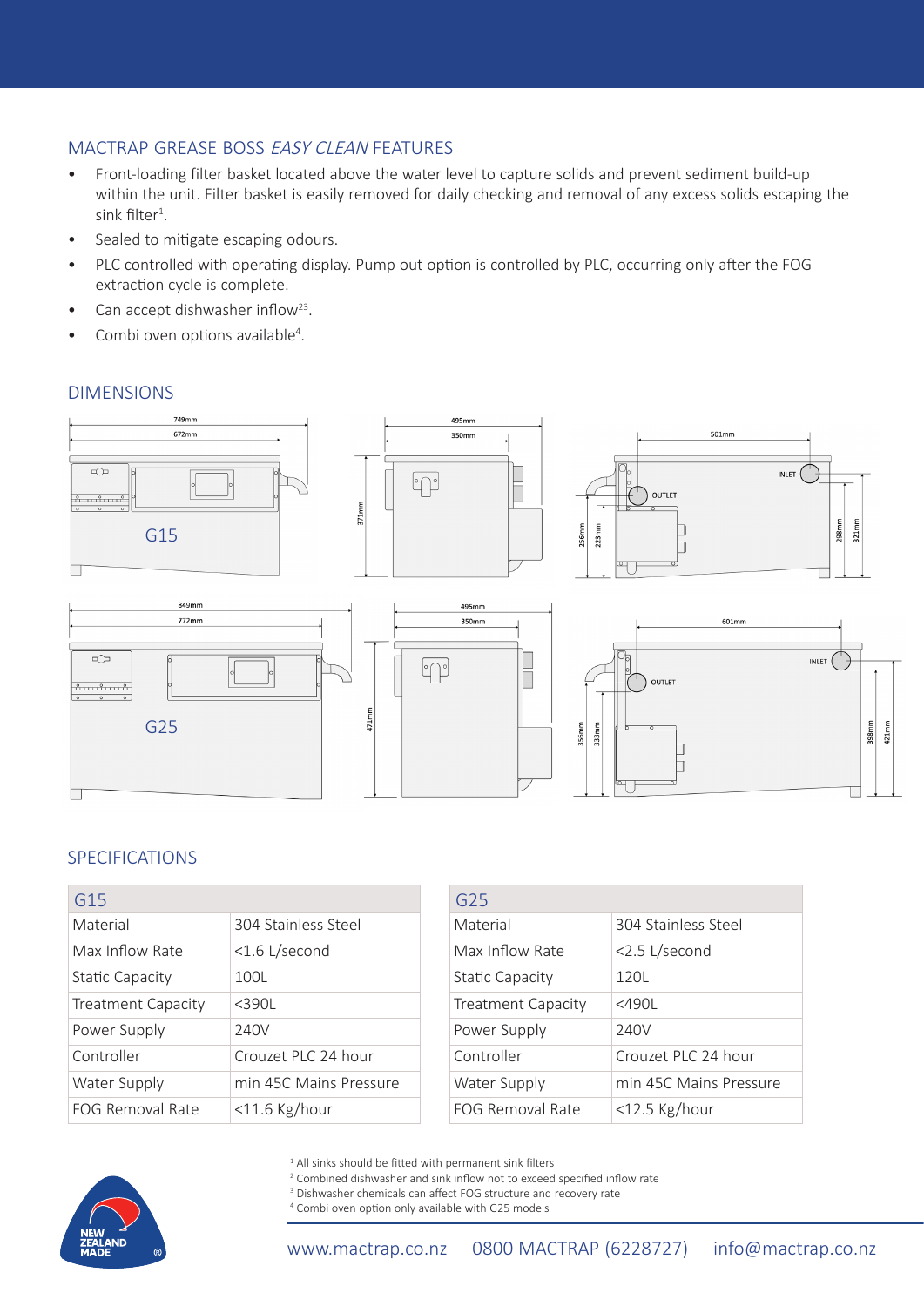## MACTRAP GREASE BOSS *EASY CLEAN* FEATURES

- Front-loading filter basket located above the water level to capture solids and prevent sediment build-up within the unit. Filter basket is easily removed for daily checking and removal of any excess solids escaping the sink filter[1].
- Sealed to mitigate escaping odours.
- PLC controlled with operating display. Pump out option is controlled by PLC, occurring only after the FOG extraction cycle is complete.
- Can accept dishwasher inflow[2,3].
- Combi oven options available[4].

## DIMENSIONS

749mm
672mm
G15
495mm
350mm
371mm
501mm
INLET
OUTLET
256mm
223mm
298mm
321mm

849mm
772mm
G25
495mm
350mm
471mm
601mm
INLET
OUTLET
356mm
333mm
398mm
421mm

## SPECIFICATIONS

| G15 | |
|---|---|
| Material | 304 Stainless Steel |
| Max Inflow Rate | <1.6 L/second |
| Static Capacity | 100L |
| Treatment Capacity | <390L |
| Power Supply | 240V |
| Controller | Crouzet PLC 24 hour |
| Water Supply | min 45C Mains Pressure |
| FOG Removal Rate | <11.6 Kg/hour |

| G25 | |
|---|---|
| Material | 304 Stainless Steel |
| Max Inflow Rate | <2.5 L/second |
| Static Capacity | 120L |
| Treatment Capacity | <490L |
| Power Supply | 240V |
| Controller | Crouzet PLC 24 hour |
| Water Supply | min 45C Mains Pressure |
| FOG Removal Rate | <12.5 Kg/hour |

[1] All sinks should be fitted with permanent sink filters
[2] Combined dishwasher and sink inflow not to exceed specified inflow rate
[3] Dishwasher chemicals can affect FOG structure and recovery rate
[4] Combi oven option only available with G25 models

NEW ZEALAND MADE ®

www.mactrap.co.nz 0800 MACTRAP (6228727) info@mactrap.co.nz